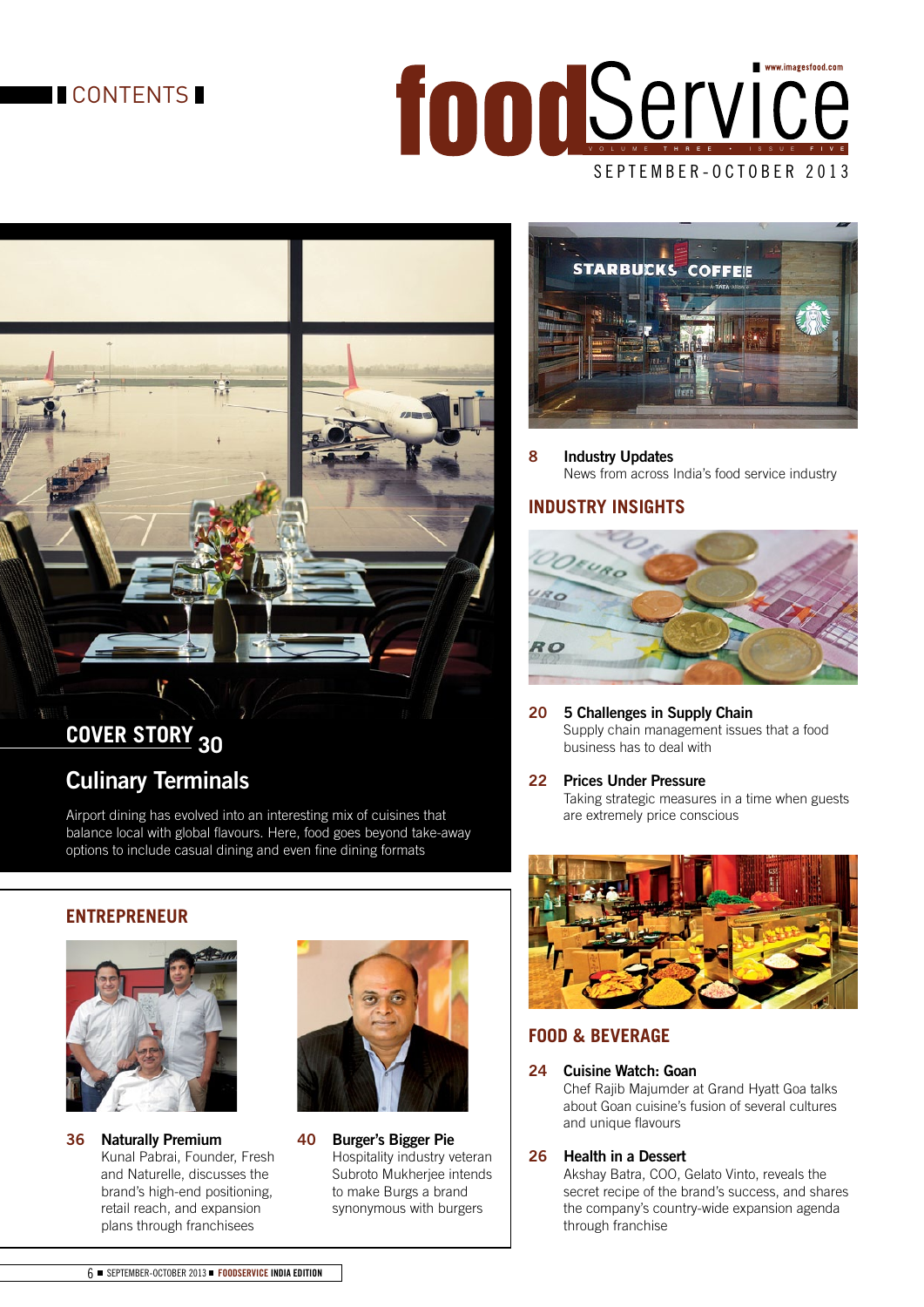# CONTENTS

# foodService

VOLUME THREE • ISSUE FIVE

SEPTEMBER-OCTOBER 2013

www.imagesfood.com

## COVER STORY 30

### Culinary Terminals

Airport dining has evolved into an interesting mix of cuisines that balance local with global flavours. Here, food goes beyond take-away options to include casual dining and even fine dining formats

**8 Industry Updates**
News from across India's food service industry

## INDUSTRY INSIGHTS

**20 5 Challenges in Supply Chain**
Supply chain management issues that a food business has to deal with

**22 Prices Under Pressure**
Taking strategic measures in a time when guests are extremely price conscious

## FOOD & BEVERAGE

**24 Cuisine Watch: Goan**
Chef Rajib Majumder at Grand Hyatt Goa talks about Goan cuisine's fusion of several cultures and unique flavours

**26 Health in a Dessert**
Akshay Batra, COO, Gelato Vinto, reveals the secret recipe of the brand's success, and shares the company's country-wide expansion agenda through franchise

## ENTREPRENEUR

**36 Naturally Premium**
Kunal Pabrai, Founder, Fresh and Naturelle, discusses the brand's high-end positioning, retail reach, and expansion plans through franchisees

**40 Burger's Bigger Pie**
Hospitality industry veteran Subroto Mukherjee intends to make Burgs a brand synonymous with burgers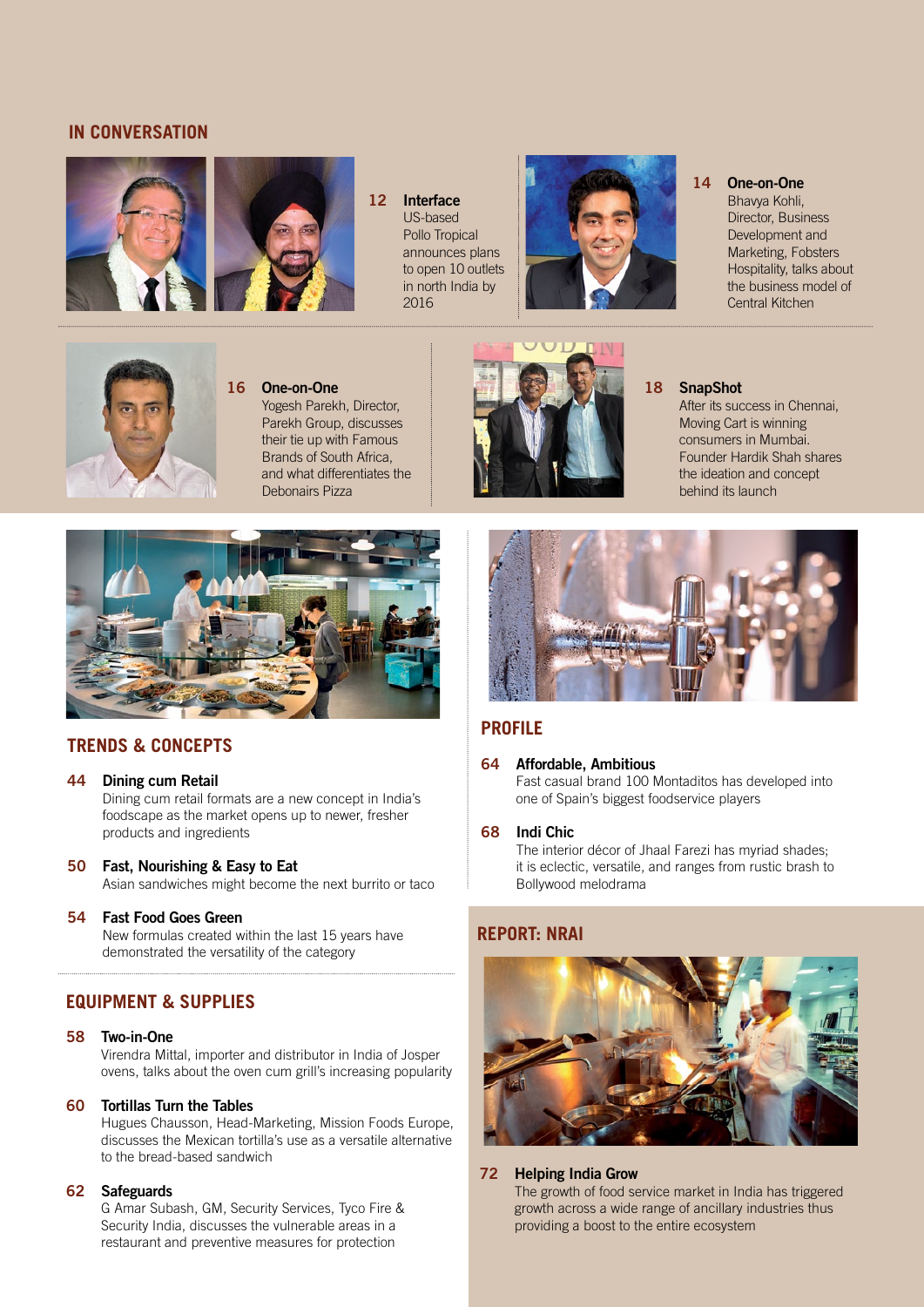## IN CONVERSATION

**12 Interface**
US-based Pollo Tropical announces plans to open 10 outlets in north India by 2016

**14 One-on-One**
Bhavya Kohli, Director, Business Development and Marketing, Fobsters Hospitality, talks about the business model of Central Kitchen

**16 One-on-One**
Yogesh Parekh, Director, Parekh Group, discusses their tie up with Famous Brands of South Africa, and what differentiates the Debonairs Pizza

**18 SnapShot**
After its success in Chennai, Moving Cart is winning consumers in Mumbai. Founder Hardik Shah shares the ideation and concept behind its launch

## TRENDS & CONCEPTS

**44 Dining cum Retail**
Dining cum retail formats are a new concept in India's foodscape as the market opens up to newer, fresher products and ingredients

**50 Fast, Nourishing & Easy to Eat**
Asian sandwiches might become the next burrito or taco

**54 Fast Food Goes Green**
New formulas created within the last 15 years have demonstrated the versatility of the category

## EQUIPMENT & SUPPLIES

**58 Two-in-One**
Virendra Mittal, importer and distributor in India of Josper ovens, talks about the oven cum grill's increasing popularity

**60 Tortillas Turn the Tables**
Hugues Chausson, Head-Marketing, Mission Foods Europe, discusses the Mexican tortilla's use as a versatile alternative to the bread-based sandwich

**62 Safeguards**
G Amar Subash, GM, Security Services, Tyco Fire & Security India, discusses the vulnerable areas in a restaurant and preventive measures for protection

## PROFILE

**64 Affordable, Ambitious**
Fast casual brand 100 Montaditos has developed into one of Spain's biggest foodservice players

**68 Indi Chic**
The interior décor of Jhaal Farezi has myriad shades; it is eclectic, versatile, and ranges from rustic brash to Bollywood melodrama

## REPORT: NRAI

**72 Helping India Grow**
The growth of food service market in India has triggered growth across a wide range of ancillary industries thus providing a boost to the entire ecosystem